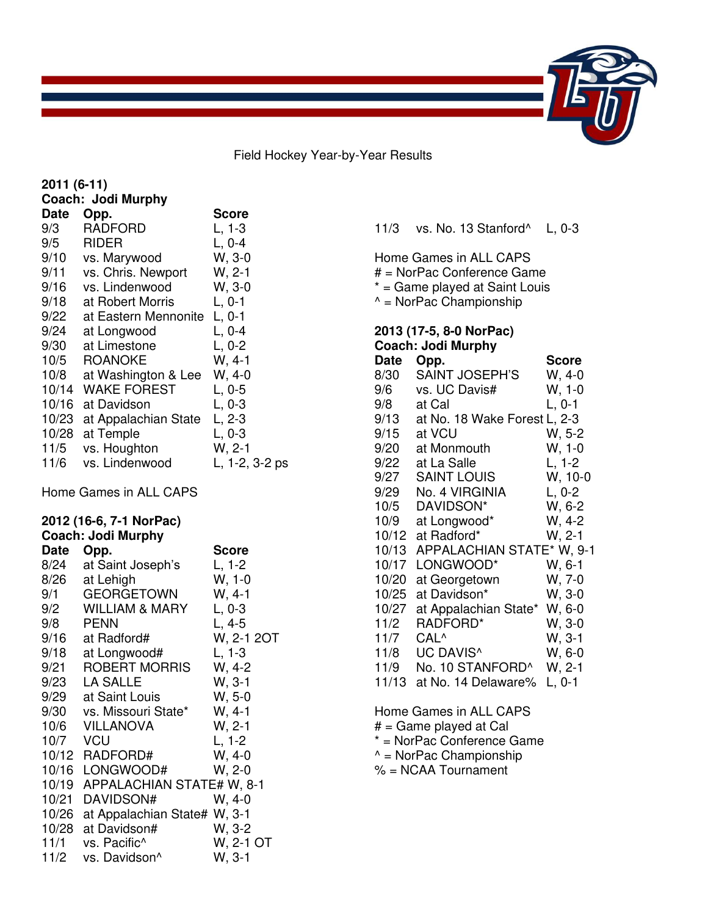# Field Hockey Year-by-Year Results

## 2011 (6-11)

**Coach: Jodi Murphy**

| Date | Opp. | Score |
|---|---|---|
| 9/3 | RADFORD | L, 1-3 |
| 9/5 | RIDER | L, 0-4 |
| 9/10 | vs. Marywood | W, 3-0 |
| 9/11 | vs. Chris. Newport | W, 2-1 |
| 9/16 | vs. Lindenwood | W, 3-0 |
| 9/18 | at Robert Morris | L, 0-1 |
| 9/22 | at Eastern Mennonite | L, 0-1 |
| 9/24 | at Longwood | L, 0-4 |
| 9/30 | at Limestone | L, 0-2 |
| 10/5 | ROANOKE | W, 4-1 |
| 10/8 | at Washington & Lee | W, 4-0 |
| 10/14 | WAKE FOREST | L, 0-5 |
| 10/16 | at Davidson | L, 0-3 |
| 10/23 | at Appalachian State | L, 2-3 |
| 10/28 | at Temple | L, 0-3 |
| 11/5 | vs. Houghton | W, 2-1 |
| 11/6 | vs. Lindenwood | L, 1-2, 3-2 ps |

Home Games in ALL CAPS

## 2012 (16-6, 7-1 NorPac)

**Coach: Jodi Murphy**

| Date | Opp. | Score |
|---|---|---|
| 8/24 | at Saint Joseph's | L, 1-2 |
| 8/26 | at Lehigh | W, 1-0 |
| 9/1 | GEORGETOWN | W, 4-1 |
| 9/2 | WILLIAM & MARY | L, 0-3 |
| 9/8 | PENN | L, 4-5 |
| 9/16 | at Radford# | W, 2-1 2OT |
| 9/18 | at Longwood# | L, 1-3 |
| 9/21 | ROBERT MORRIS | W, 4-2 |
| 9/23 | LA SALLE | W, 3-1 |
| 9/29 | at Saint Louis | W, 5-0 |
| 9/30 | vs. Missouri State* | W, 4-1 |
| 10/6 | VILLANOVA | W, 2-1 |
| 10/7 | VCU | L, 1-2 |
| 10/12 | RADFORD# | W, 4-0 |
| 10/16 | LONGWOOD# | W, 2-0 |
| 10/19 | APPALACHIAN STATE# | W, 8-1 |
| 10/21 | DAVIDSON# | W, 4-0 |
| 10/26 | at Appalachian State# | W, 3-1 |
| 10/28 | at Davidson# | W, 3-2 |
| 11/1 | vs. Pacific^ | W, 2-1 OT |
| 11/2 | vs. Davidson^ | W, 3-1 |
| 11/3 | vs. No. 13 Stanford^ | L, 0-3 |

Home Games in ALL CAPS
# = NorPac Conference Game
* = Game played at Saint Louis
^ = NorPac Championship

## 2013 (17-5, 8-0 NorPac)

**Coach: Jodi Murphy**

| Date | Opp. | Score |
|---|---|---|
| 8/30 | SAINT JOSEPH'S | W, 4-0 |
| 9/6 | vs. UC Davis# | W, 1-0 |
| 9/8 | at Cal | L, 0-1 |
| 9/13 | at No. 18 Wake Forest | L, 2-3 |
| 9/15 | at VCU | W, 5-2 |
| 9/20 | at Monmouth | W, 1-0 |
| 9/22 | at La Salle | L, 1-2 |
| 9/27 | SAINT LOUIS | W, 10-0 |
| 9/29 | No. 4 VIRGINIA | L, 0-2 |
| 10/5 | DAVIDSON* | W, 6-2 |
| 10/9 | at Longwood* | W, 4-2 |
| 10/12 | at Radford* | W, 2-1 |
| 10/13 | APPALACHIAN STATE* | W, 9-1 |
| 10/17 | LONGWOOD* | W, 6-1 |
| 10/20 | at Georgetown | W, 7-0 |
| 10/25 | at Davidson* | W, 3-0 |
| 10/27 | at Appalachian State* | W, 6-0 |
| 11/2 | RADFORD* | W, 3-0 |
| 11/7 | CAL^ | W, 3-1 |
| 11/8 | UC DAVIS^ | W, 6-0 |
| 11/9 | No. 10 STANFORD^ | W, 2-1 |
| 11/13 | at No. 14 Delaware% | L, 0-1 |

Home Games in ALL CAPS
# = Game played at Cal
* = NorPac Conference Game
^ = NorPac Championship
% = NCAA Tournament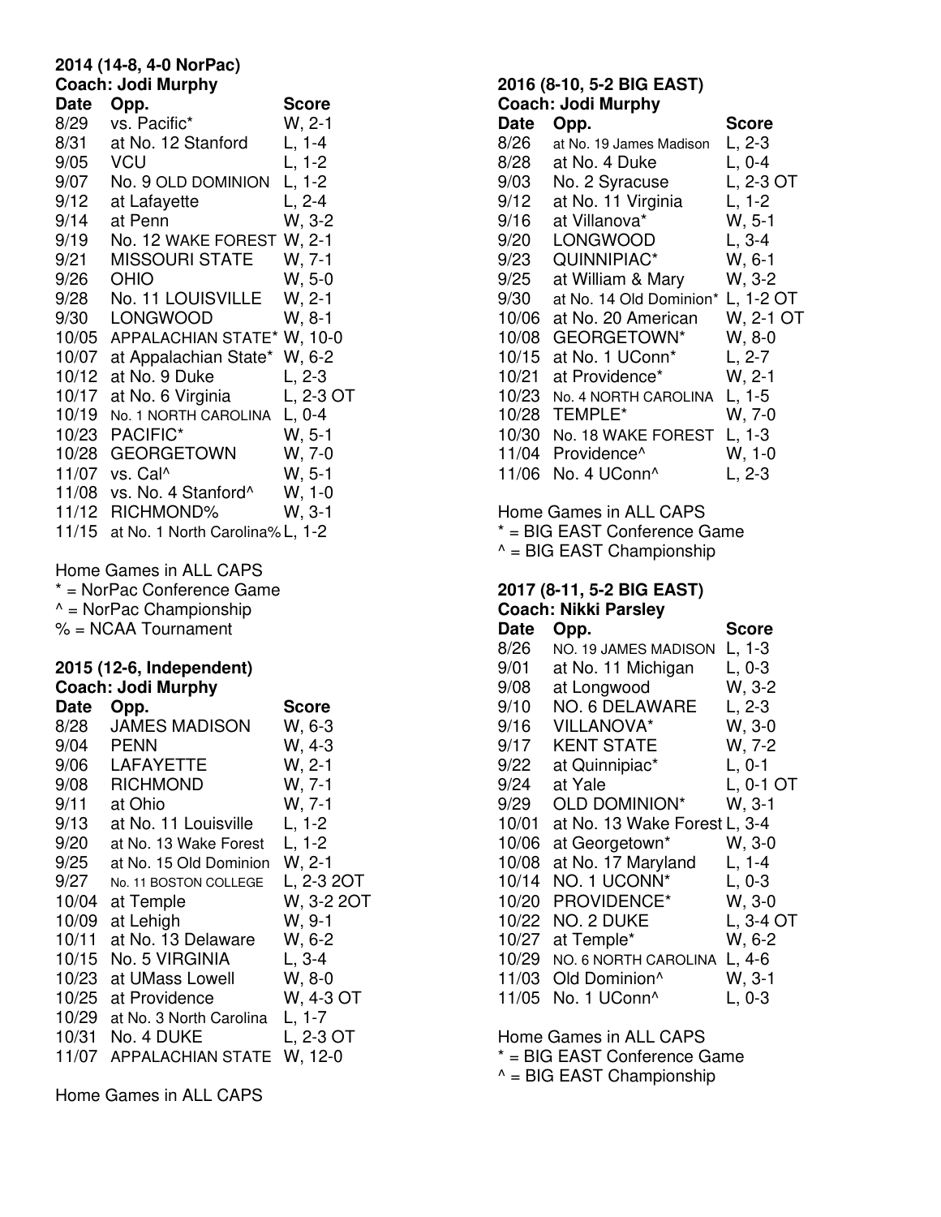**2014 (14-8, 4-0 NorPac)**
**Coach: Jodi Murphy**

| Date | Opp. | Score |
|---|---|---|
| 8/29 | vs. Pacific* | W, 2-1 |
| 8/31 | at No. 12 Stanford | L, 1-4 |
| 9/05 | VCU | L, 1-2 |
| 9/07 | No. 9 OLD DOMINION | L, 1-2 |
| 9/12 | at Lafayette | L, 2-4 |
| 9/14 | at Penn | W, 3-2 |
| 9/19 | No. 12 WAKE FOREST | W, 2-1 |
| 9/21 | MISSOURI STATE | W, 7-1 |
| 9/26 | OHIO | W, 5-0 |
| 9/28 | No. 11 LOUISVILLE | W, 2-1 |
| 9/30 | LONGWOOD | W, 8-1 |
| 10/05 | APPALACHIAN STATE* | W, 10-0 |
| 10/07 | at Appalachian State* | W, 6-2 |
| 10/12 | at No. 9 Duke | L, 2-3 |
| 10/17 | at No. 6 Virginia | L, 2-3 OT |
| 10/19 | No. 1 NORTH CAROLINA | L, 0-4 |
| 10/23 | PACIFIC* | W, 5-1 |
| 10/28 | GEORGETOWN | W, 7-0 |
| 11/07 | vs. Cal^ | W, 5-1 |
| 11/08 | vs. No. 4 Stanford^ | W, 1-0 |
| 11/12 | RICHMOND% | W, 3-1 |
| 11/15 | at No. 1 North Carolina% | L, 1-2 |

Home Games in ALL CAPS
* = NorPac Conference Game
^ = NorPac Championship
% = NCAA Tournament

**2015 (12-6, Independent)**
**Coach: Jodi Murphy**

| Date | Opp. | Score |
|---|---|---|
| 8/28 | JAMES MADISON | W, 6-3 |
| 9/04 | PENN | W, 4-3 |
| 9/06 | LAFAYETTE | W, 2-1 |
| 9/08 | RICHMOND | W, 7-1 |
| 9/11 | at Ohio | W, 7-1 |
| 9/13 | at No. 11 Louisville | L, 1-2 |
| 9/20 | at No. 13 Wake Forest | L, 1-2 |
| 9/25 | at No. 15 Old Dominion | W, 2-1 |
| 9/27 | No. 11 BOSTON COLLEGE | L, 2-3 2OT |
| 10/04 | at Temple | W, 3-2 2OT |
| 10/09 | at Lehigh | W, 9-1 |
| 10/11 | at No. 13 Delaware | W, 6-2 |
| 10/15 | No. 5 VIRGINIA | L, 3-4 |
| 10/23 | at UMass Lowell | W, 8-0 |
| 10/25 | at Providence | W, 4-3 OT |
| 10/29 | at No. 3 North Carolina | L, 1-7 |
| 10/31 | No. 4 DUKE | L, 2-3 OT |
| 11/07 | APPALACHIAN STATE | W, 12-0 |

Home Games in ALL CAPS

**2016 (8-10, 5-2 BIG EAST)**
**Coach: Jodi Murphy**

| Date | Opp. | Score |
|---|---|---|
| 8/26 | at No. 19 James Madison | L, 2-3 |
| 8/28 | at No. 4 Duke | L, 0-4 |
| 9/03 | No. 2 Syracuse | L, 2-3 OT |
| 9/12 | at No. 11 Virginia | L, 1-2 |
| 9/16 | at Villanova* | W, 5-1 |
| 9/20 | LONGWOOD | L, 3-4 |
| 9/23 | QUINNIPIAC* | W, 6-1 |
| 9/25 | at William & Mary | W, 3-2 |
| 9/30 | at No. 14 Old Dominion* | L, 1-2 OT |
| 10/06 | at No. 20 American | W, 2-1 OT |
| 10/08 | GEORGETOWN* | W, 8-0 |
| 10/15 | at No. 1 UConn* | L, 2-7 |
| 10/21 | at Providence* | W, 2-1 |
| 10/23 | No. 4 NORTH CAROLINA | L, 1-5 |
| 10/28 | TEMPLE* | W, 7-0 |
| 10/30 | No. 18 WAKE FOREST | L, 1-3 |
| 11/04 | Providence^ | W, 1-0 |
| 11/06 | No. 4 UConn^ | L, 2-3 |

Home Games in ALL CAPS
* = BIG EAST Conference Game
^ = BIG EAST Championship

**2017 (8-11, 5-2 BIG EAST)**
**Coach: Nikki Parsley**

| Date | Opp. | Score |
|---|---|---|
| 8/26 | NO. 19 JAMES MADISON | L, 1-3 |
| 9/01 | at No. 11 Michigan | L, 0-3 |
| 9/08 | at Longwood | W, 3-2 |
| 9/10 | NO. 6 DELAWARE | L, 2-3 |
| 9/16 | VILLANOVA* | W, 3-0 |
| 9/17 | KENT STATE | W, 7-2 |
| 9/22 | at Quinnipiac* | L, 0-1 |
| 9/24 | at Yale | L, 0-1 OT |
| 9/29 | OLD DOMINION* | W, 3-1 |
| 10/01 | at No. 13 Wake Forest | L, 3-4 |
| 10/06 | at Georgetown* | W, 3-0 |
| 10/08 | at No. 17 Maryland | L, 1-4 |
| 10/14 | NO. 1 UCONN* | L, 0-3 |
| 10/20 | PROVIDENCE* | W, 3-0 |
| 10/22 | NO. 2 DUKE | L, 3-4 OT |
| 10/27 | at Temple* | W, 6-2 |
| 10/29 | NO. 6 NORTH CAROLINA | L, 4-6 |
| 11/03 | Old Dominion^ | W, 3-1 |
| 11/05 | No. 1 UConn^ | L, 0-3 |

Home Games in ALL CAPS
* = BIG EAST Conference Game
^ = BIG EAST Championship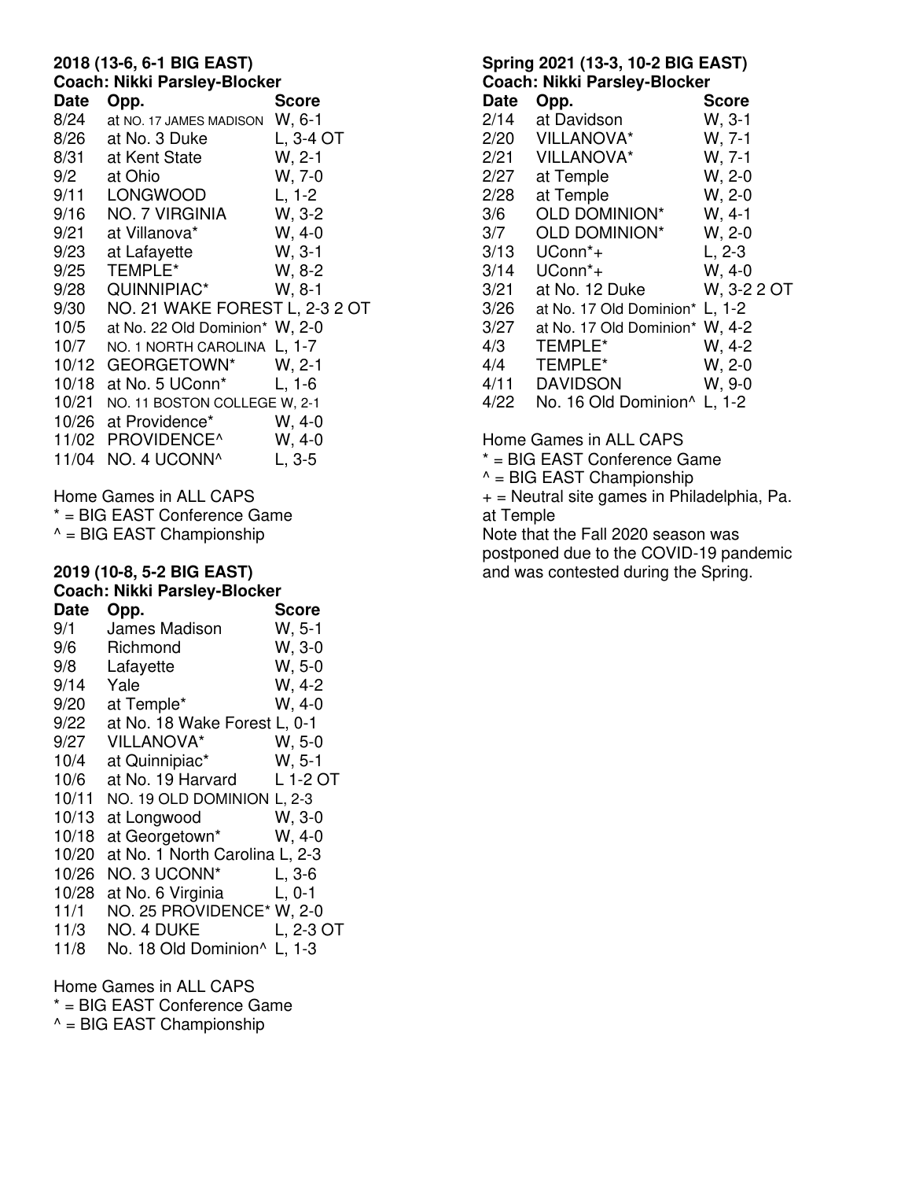**2018 (13-6, 6-1 BIG EAST)**
**Coach: Nikki Parsley-Blocker**

| Date | Opp. | Score |
|---|---|---|
| 8/24 | at NO. 17 JAMES MADISON | W, 6-1 |
| 8/26 | at No. 3 Duke | L, 3-4 OT |
| 8/31 | at Kent State | W, 2-1 |
| 9/2 | at Ohio | W, 7-0 |
| 9/11 | LONGWOOD | L, 1-2 |
| 9/16 | NO. 7 VIRGINIA | W, 3-2 |
| 9/21 | at Villanova* | W, 4-0 |
| 9/23 | at Lafayette | W, 3-1 |
| 9/25 | TEMPLE* | W, 8-2 |
| 9/28 | QUINNIPIAC* | W, 8-1 |
| 9/30 | NO. 21 WAKE FOREST | L, 2-3 2 OT |
| 10/5 | at No. 22 Old Dominion* | W, 2-0 |
| 10/7 | NO. 1 NORTH CAROLINA | L, 1-7 |
| 10/12 | GEORGETOWN* | W, 2-1 |
| 10/18 | at No. 5 UConn* | L, 1-6 |
| 10/21 | NO. 11 BOSTON COLLEGE | W, 2-1 |
| 10/26 | at Providence* | W, 4-0 |
| 11/02 | PROVIDENCE^ | W, 4-0 |
| 11/04 | NO. 4 UCONN^ | L, 3-5 |

Home Games in ALL CAPS
* = BIG EAST Conference Game
^ = BIG EAST Championship

**2019 (10-8, 5-2 BIG EAST)**
**Coach: Nikki Parsley-Blocker**

| Date | Opp. | Score |
|---|---|---|
| 9/1 | James Madison | W, 5-1 |
| 9/6 | Richmond | W, 3-0 |
| 9/8 | Lafayette | W, 5-0 |
| 9/14 | Yale | W, 4-2 |
| 9/20 | at Temple* | W, 4-0 |
| 9/22 | at No. 18 Wake Forest | L, 0-1 |
| 9/27 | VILLANOVA* | W, 5-0 |
| 10/4 | at Quinnipiac* | W, 5-1 |
| 10/6 | at No. 19 Harvard | L 1-2 OT |
| 10/11 | NO. 19 OLD DOMINION | L, 2-3 |
| 10/13 | at Longwood | W, 3-0 |
| 10/18 | at Georgetown* | W, 4-0 |
| 10/20 | at No. 1 North Carolina | L, 2-3 |
| 10/26 | NO. 3 UCONN* | L, 3-6 |
| 10/28 | at No. 6 Virginia | L, 0-1 |
| 11/1 | NO. 25 PROVIDENCE* | W, 2-0 |
| 11/3 | NO. 4 DUKE | L, 2-3 OT |
| 11/8 | No. 18 Old Dominion^ | L, 1-3 |

Home Games in ALL CAPS
* = BIG EAST Conference Game
^ = BIG EAST Championship

**Spring 2021 (13-3, 10-2 BIG EAST)**
**Coach: Nikki Parsley-Blocker**

| Date | Opp. | Score |
|---|---|---|
| 2/14 | at Davidson | W, 3-1 |
| 2/20 | VILLANOVA* | W, 7-1 |
| 2/21 | VILLANOVA* | W, 7-1 |
| 2/27 | at Temple | W, 2-0 |
| 2/28 | at Temple | W, 2-0 |
| 3/6 | OLD DOMINION* | W, 4-1 |
| 3/7 | OLD DOMINION* | W, 2-0 |
| 3/13 | UConn*+ | L, 2-3 |
| 3/14 | UConn*+ | W, 4-0 |
| 3/21 | at No. 12 Duke | W, 3-2 2 OT |
| 3/26 | at No. 17 Old Dominion* | L, 1-2 |
| 3/27 | at No. 17 Old Dominion* | W, 4-2 |
| 4/3 | TEMPLE* | W, 4-2 |
| 4/4 | TEMPLE* | W, 2-0 |
| 4/11 | DAVIDSON | W, 9-0 |
| 4/22 | No. 16 Old Dominion^ | L, 1-2 |

Home Games in ALL CAPS
* = BIG EAST Conference Game
^ = BIG EAST Championship
+ = Neutral site games in Philadelphia, Pa. at Temple
Note that the Fall 2020 season was postponed due to the COVID-19 pandemic and was contested during the Spring.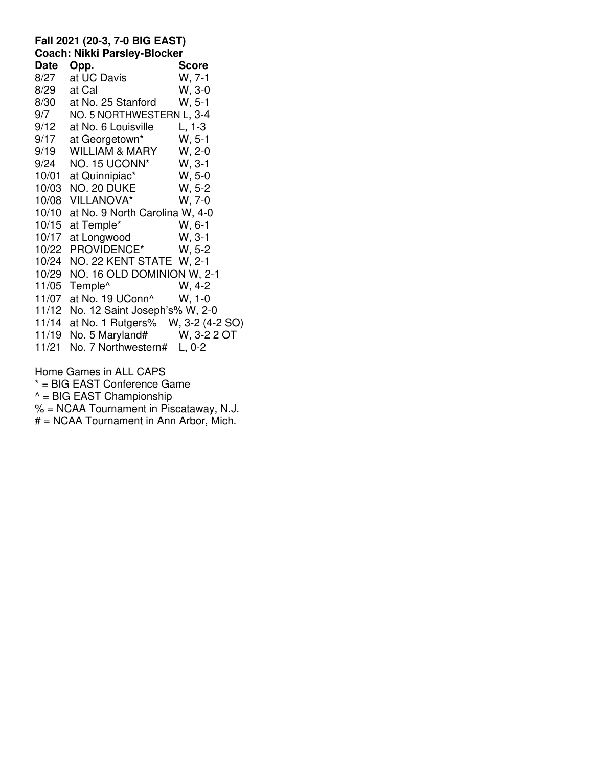**Fall 2021 (20-3, 7-0 BIG EAST)**
**Coach: Nikki Parsley-Blocker**

| Date | Opp. | Score |
| --- | --- | --- |
| 8/27 | at UC Davis | W, 7-1 |
| 8/29 | at Cal | W, 3-0 |
| 8/30 | at No. 25 Stanford | W, 5-1 |
| 9/7 | NO. 5 NORTHWESTERN | L, 3-4 |
| 9/12 | at No. 6 Louisville | L, 1-3 |
| 9/17 | at Georgetown* | W, 5-1 |
| 9/19 | WILLIAM & MARY | W, 2-0 |
| 9/24 | NO. 15 UCONN* | W, 3-1 |
| 10/01 | at Quinnipiac* | W, 5-0 |
| 10/03 | NO. 20 DUKE | W, 5-2 |
| 10/08 | VILLANOVA* | W, 7-0 |
| 10/10 | at No. 9 North Carolina | W, 4-0 |
| 10/15 | at Temple* | W, 6-1 |
| 10/17 | at Longwood | W, 3-1 |
| 10/22 | PROVIDENCE* | W, 5-2 |
| 10/24 | NO. 22 KENT STATE | W, 2-1 |
| 10/29 | NO. 16 OLD DOMINION | W, 2-1 |
| 11/05 | Temple^ | W, 4-2 |
| 11/07 | at No. 19 UConn^ | W, 1-0 |
| 11/12 | No. 12 Saint Joseph's% | W, 2-0 |
| 11/14 | at No. 1 Rutgers% | W, 3-2 (4-2 SO) |
| 11/19 | No. 5 Maryland# | W, 3-2 2 OT |
| 11/21 | No. 7 Northwestern# | L, 0-2 |

Home Games in ALL CAPS
* = BIG EAST Conference Game
^ = BIG EAST Championship
% = NCAA Tournament in Piscataway, N.J.
# = NCAA Tournament in Ann Arbor, Mich.